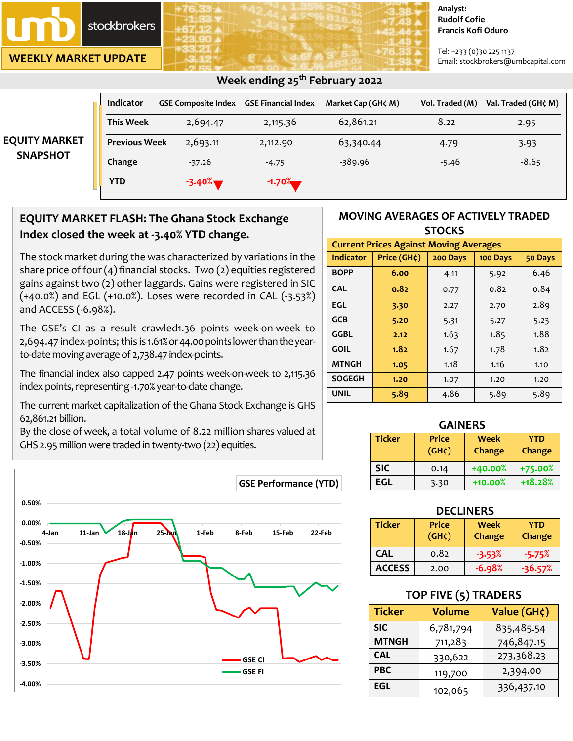# umb stockbrokers

## WEEKLY MARKET UPDATE

Analyst:
Rudolf Cofie
Francis Kofi Oduro

Tel: +233 (0)30 225 1137
Email: stockbrokers@umbcapital.com

### Week ending 25th February 2022

## EQUITY MARKET SNAPSHOT

| Indicator | GSE Composite Index | GSE Financial Index | Market Cap (GH¢ M) | Vol. Traded (M) | Val. Traded (GH¢ M) |
|---|---|---|---|---|---|
| This Week | 2,694.47 | 2,115.36 | 62,861.21 | 8.22 | 2.95 |
| Previous Week | 2,693.11 | 2,112.90 | 63,340.44 | 4.79 | 3.93 |
| Change | -37.26 | -4.75 | -389.96 | -5.46 | -8.65 |
| YTD | -3.40% ▼ | -1.70% ▼ | | | |

## EQUITY MARKET FLASH: The Ghana Stock Exchange Index closed the week at -3.40% YTD change.

The stock market during the was characterized by variations in the share price of four (4) financial stocks. Two (2) equities registered gains against two (2) other laggards. Gains were registered in SIC (+40.0%) and EGL (+10.0%). Loses were recorded in CAL (-3.53%) and ACCESS (-6.98%).

The GSE's CI as a result crawled1.36 points week-on-week to 2,694.47 index-points; this is 1.61% or 44.00 points lower than the year-to-date moving average of 2,738.47 index-points.

The financial index also capped 2.47 points week-on-week to 2,115.36 index points, representing -1.70% year-to-date change.

The current market capitalization of the Ghana Stock Exchange is GHS 62,861.21 billion.

By the close of week, a total volume of 8.22 million shares valued at GHS 2.95 million were traded in twenty-two (22) equities.

**GSE Performance (YTD)**

(Line chart: GSE CI and GSE FI YTD performance, 4-Jan to 22-Feb; y-axis from -4.00% to 0.50%)

## MOVING AVERAGES OF ACTIVELY TRADED STOCKS

| Current Prices Against Moving Averages | | | | |
|---|---|---|---|---|
| Indicator | Price (GH¢) | 200 Days | 100 Days | 50 Days |
| BOPP | 6.00 | 4.11 | 5.92 | 6.46 |
| CAL | 0.82 | 0.77 | 0.82 | 0.84 |
| EGL | 3.30 | 2.27 | 2.70 | 2.89 |
| GCB | 5.20 | 5.31 | 5.27 | 5.23 |
| GGBL | 2.12 | 1.63 | 1.85 | 1.88 |
| GOIL | 1.82 | 1.67 | 1.78 | 1.82 |
| MTNGH | 1.05 | 1.18 | 1.16 | 1.10 |
| SOGEGH | 1.20 | 1.07 | 1.20 | 1.20 |
| UNIL | 5.89 | 4.86 | 5.89 | 5.89 |

## GAINERS

| Ticker | Price (GH¢) | Week Change | YTD Change |
|---|---|---|---|
| SIC | 0.14 | +40.00% | +75.00% |
| EGL | 3.30 | +10.00% | +18.28% |

## DECLINERS

| Ticker | Price (GH¢) | Week Change | YTD Change |
|---|---|---|---|
| CAL | 0.82 | -3.53% | -5.75% |
| ACCESS | 2.00 | -6.98% | -36.57% |

## TOP FIVE (5) TRADERS

| Ticker | Volume | Value (GH¢) |
|---|---|---|
| SIC | 6,781,794 | 835,485.54 |
| MTNGH | 711,283 | 746,847.15 |
| CAL | 330,622 | 273,368.23 |
| PBC | 119,700 | 2,394.00 |
| EGL | 102,065 | 336,437.10 |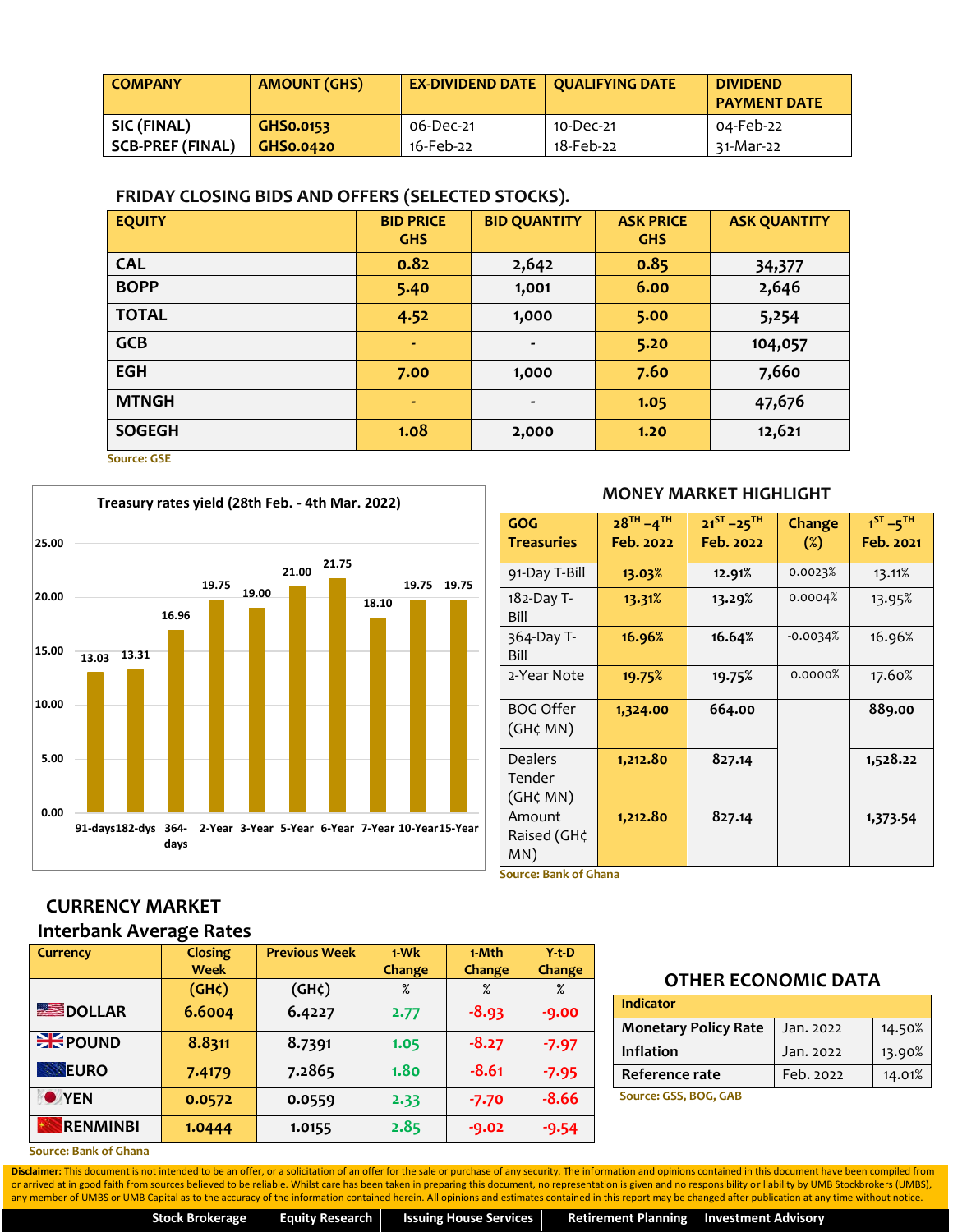| COMPANY | AMOUNT (GHS) | EX-DIVIDEND DATE | QUALIFYING DATE | DIVIDEND PAYMENT DATE |
|---|---|---|---|---|
| SIC (FINAL) | GHS0.0153 | 06-Dec-21 | 10-Dec-21 | 04-Feb-22 |
| SCB-PREF (FINAL) | GHS0.0420 | 16-Feb-22 | 18-Feb-22 | 31-Mar-22 |

## FRIDAY CLOSING BIDS AND OFFERS (SELECTED STOCKS).

| EQUITY | BID PRICE GHS | BID QUANTITY | ASK PRICE GHS | ASK QUANTITY |
|---|---|---|---|---|
| CAL | 0.82 | 2,642 | 0.85 | 34,377 |
| BOPP | 5.40 | 1,001 | 6.00 | 2,646 |
| TOTAL | 4.52 | 1,000 | 5.00 | 5,254 |
| GCB | - | - | 5.20 | 104,057 |
| EGH | 7.00 | 1,000 | 7.60 | 7,660 |
| MTNGH | - | - | 1.05 | 47,676 |
| SOGEGH | 1.08 | 2,000 | 1.20 | 12,621 |

Source: GSE

Treasury rates yield (28th Feb. - 4th Mar. 2022)

25.00
20.00
15.00
10.00
5.00
0.00

13.03 13.31 16.96 19.75 19.00 21.00 21.75 18.10 19.75 19.75

91-days 182-dys 364-days 2-Year 3-Year 5-Year 6-Year 7-Year 10-Year 15-Year

## MONEY MARKET HIGHLIGHT

| GOG Treasuries | 28TH –4TH Feb. 2022 | 21ST –25TH Feb. 2022 | Change (%) | 1ST –5TH Feb. 2021 |
|---|---|---|---|---|
| 91-Day T-Bill | 13.03% | 12.91% | 0.0023% | 13.11% |
| 182-Day T-Bill | 13.31% | 13.29% | 0.0004% | 13.95% |
| 364-Day T-Bill | 16.96% | 16.64% | -0.0034% | 16.96% |
| 2-Year Note | 19.75% | 19.75% | 0.0000% | 17.60% |
| BOG Offer (GH¢ MN) | 1,324.00 | 664.00 | | 889.00 |
| Dealers Tender (GH¢ MN) | 1,212.80 | 827.14 | | 1,528.22 |
| Amount Raised (GH¢ MN) | 1,212.80 | 827.14 | | 1,373.54 |

Source: Bank of Ghana

## CURRENCY MARKET

### Interbank Average Rates

| Currency | Closing Week | Previous Week | 1-Wk Change | 1-Mth Change | Y-t-D Change |
|---|---|---|---|---|---|
| | (GH¢) | (GH¢) | % | % | % |
| DOLLAR | 6.6004 | 6.4227 | 2.77 | -8.93 | -9.00 |
| POUND | 8.8311 | 8.7391 | 1.05 | -8.27 | -7.97 |
| EURO | 7.4179 | 7.2865 | 1.80 | -8.61 | -7.95 |
| YEN | 0.0572 | 0.0559 | 2.33 | -7.70 | -8.66 |
| RENMINBI | 1.0444 | 1.0155 | 2.85 | -9.02 | -9.54 |

Source: Bank of Ghana

## OTHER ECONOMIC DATA

| Indicator | | |
|---|---|---|
| Monetary Policy Rate | Jan. 2022 | 14.50% |
| Inflation | Jan. 2022 | 13.90% |
| Reference rate | Feb. 2022 | 14.01% |

Source: GSS, BOG, GAB

**Disclaimer:** This document is not intended to be an offer, or a solicitation of an offer for the sale or purchase of any security. The information and opinions contained in this document have been compiled from or arrived at in good faith from sources believed to be reliable. Whilst care has been taken in preparing this document, no representation is given and no responsibility or liability by UMB Stockbrokers (UMBS), any member of UMBS or UMB Capital as to the accuracy of the information contained herein. All opinions and estimates contained in this report may be changed after publication at any time without notice.

Stock Brokerage | Equity Research | Issuing House Services | Retirement Planning | Investment Advisory